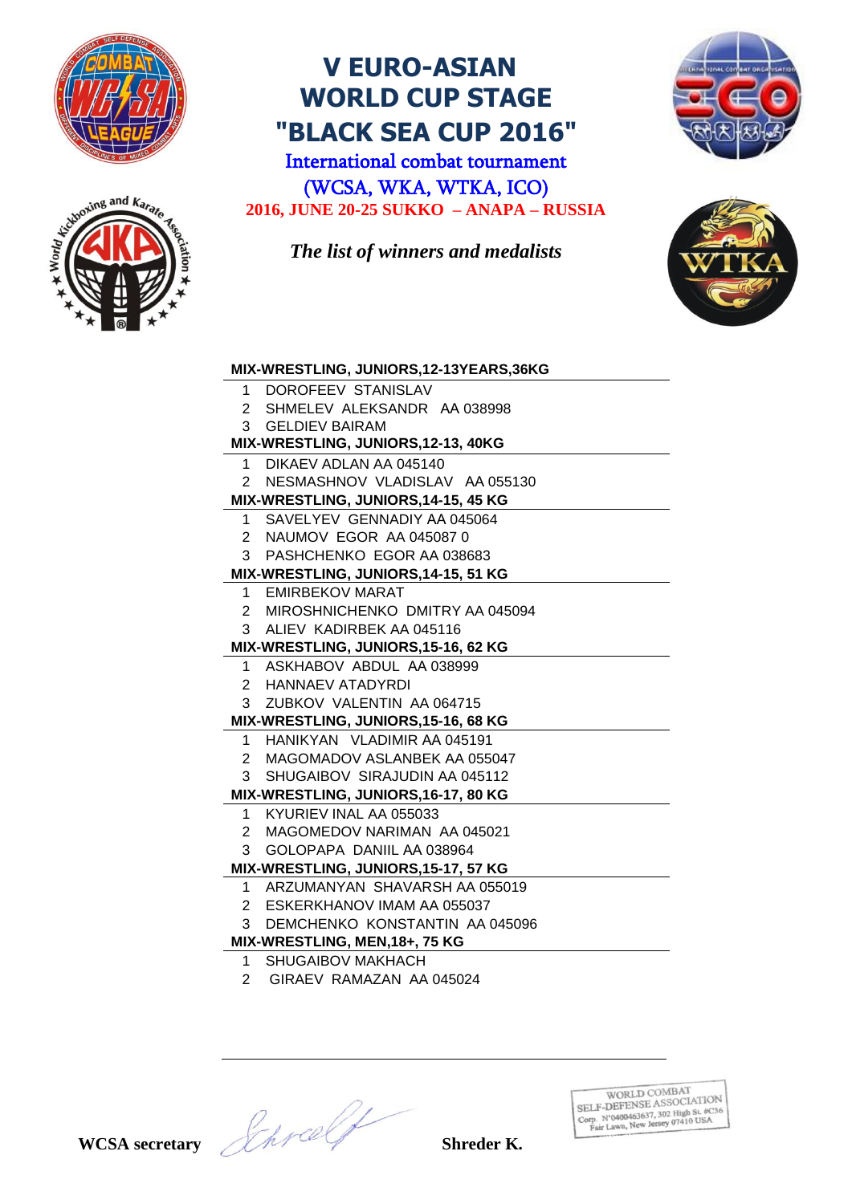# V EURO-ASIAN WORLD CUP STAGE "BLACK SEA CUP 2016"

## International combat tournament (WCSA, WKA, WTKA, ICO)

**2016, JUNE 20-25 SUKKO – ANAPA – RUSSIA**

*The list of winners and medalists*

**MIX-WRESTLING, JUNIORS,12-13YEARS,36KG**

1 DOROFEEV STANISLAV
2 SHMELEV ALEKSANDR AA 038998
3 GELDIEV BAIRAM

**MIX-WRESTLING, JUNIORS,12-13, 40KG**

1 DIKAEV ADLAN AA 045140
2 NESMASHNOV VLADISLAV AA 055130

**MIX-WRESTLING, JUNIORS,14-15, 45 KG**

1 SAVELYEV GENNADIY AA 045064
2 NAUMOV EGOR AA 045087 0
3 PASHCHENKO EGOR AA 038683

**MIX-WRESTLING, JUNIORS,14-15, 51 KG**

1 EMIRBEKOV MARAT
2 MIROSHNICHENKO DMITRY AA 045094
3 ALIEV KADIRBEK AA 045116

**MIX-WRESTLING, JUNIORS,15-16, 62 KG**

1 ASKHABOV ABDUL AA 038999
2 HANNAEV ATADYRDI
3 ZUBKOV VALENTIN AA 064715

**MIX-WRESTLING, JUNIORS,15-16, 68 KG**

1 HANIKYAN VLADIMIR AA 045191
2 MAGOMADOV ASLANBEK AA 055047
3 SHUGAIBOV SIRAJUDIN AA 045112

**MIX-WRESTLING, JUNIORS,16-17, 80 KG**

1 KYURIEV INAL AA 055033
2 MAGOMEDOV NARIMAN AA 045021
3 GOLOPAPA DANIIL AA 038964

**MIX-WRESTLING, JUNIORS,15-17, 57 KG**

1 ARZUMANYAN SHAVARSH AA 055019
2 ESKERKHANOV IMAM AA 055037
3 DEMCHENKO KONSTANTIN AA 045096

**MIX-WRESTLING, MEN,18+, 75 KG**

1 SHUGAIBOV MAKHACH
2 GIRAEV RAMAZAN AA 045024

**WCSA secretary** **Shreder K.**

WORLD COMBAT SELF-DEFENSE ASSOCIATION
Corp. N°0400463637, 302 High St. #C36
Fair Lawn, New Jersey 07410 USA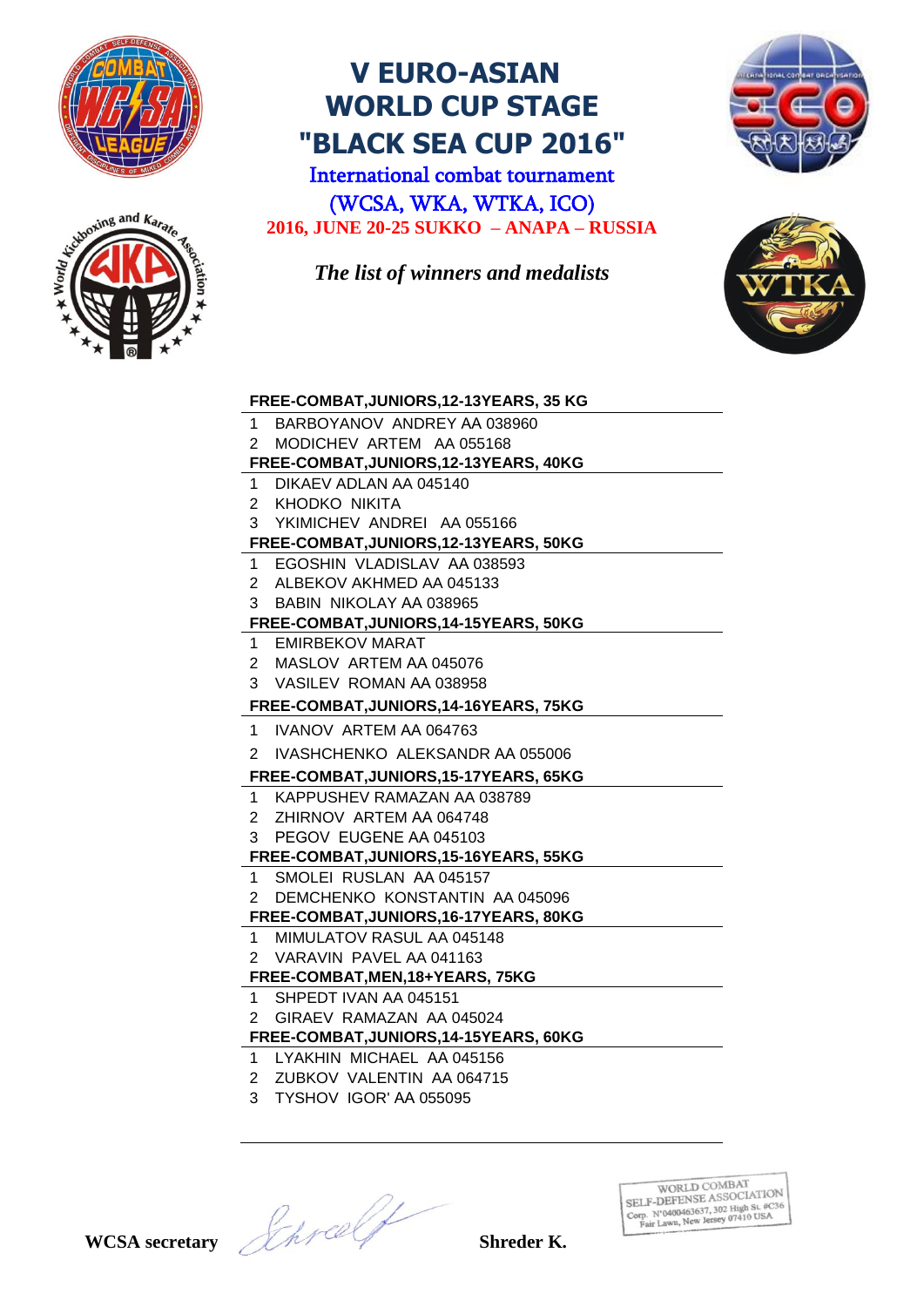# V EURO-ASIAN WORLD CUP STAGE "BLACK SEA CUP 2016"

## International combat tournament (WCSA, WKA, WTKA, ICO)

**2016, JUNE 20-25 SUKKO – ANAPA – RUSSIA**

*The list of winners and medalists*

**FREE-COMBAT,JUNIORS,12-13YEARS, 35 KG**

1 BARBOYANOV ANDREY AA 038960
2 MODICHEV ARTEM AA 055168

**FREE-COMBAT,JUNIORS,12-13YEARS, 40KG**

1 DIKAEV ADLAN AA 045140
2 KHODKO NIKITA
3 YKIMICHEV ANDREI AA 055166

**FREE-COMBAT,JUNIORS,12-13YEARS, 50KG**

1 EGOSHIN VLADISLAV AA 038593
2 ALBEKOV AKHMED AA 045133
3 BABIN NIKOLAY AA 038965

**FREE-COMBAT,JUNIORS,14-15YEARS, 50KG**

1 EMIRBEKOV MARAT
2 MASLOV ARTEM AA 045076
3 VASILEV ROMAN AA 038958

**FREE-COMBAT,JUNIORS,14-16YEARS, 75KG**

1 IVANOV ARTEM AA 064763
2 IVASHCHENKO ALEKSANDR AA 055006

**FREE-COMBAT,JUNIORS,15-17YEARS, 65KG**

1 KAPPUSHEV RAMAZAN AA 038789
2 ZHIRNOV ARTEM AA 064748
3 PEGOV EUGENE AA 045103

**FREE-COMBAT,JUNIORS,15-16YEARS, 55KG**

1 SMOLEI RUSLAN AA 045157
2 DEMCHENKO KONSTANTIN AA 045096

**FREE-COMBAT,JUNIORS,16-17YEARS, 80KG**

1 MIMULATOV RASUL AA 045148
2 VARAVIN PAVEL AA 041163

**FREE-COMBAT,MEN,18+YEARS, 75KG**

1 SHPEDT IVAN AA 045151
2 GIRAEV RAMAZAN AA 045024

**FREE-COMBAT,JUNIORS,14-15YEARS, 60KG**

1 LYAKHIN MICHAEL AA 045156
2 ZUBKOV VALENTIN AA 064715
3 TYSHOV IGOR' AA 055095

**WCSA secretary** **Shreder K.**

WORLD COMBAT SELF-DEFENSE ASSOCIATION Corp. N°0400463637, 302 High St. #C36 Fair Lawn, New Jersey 07410 USA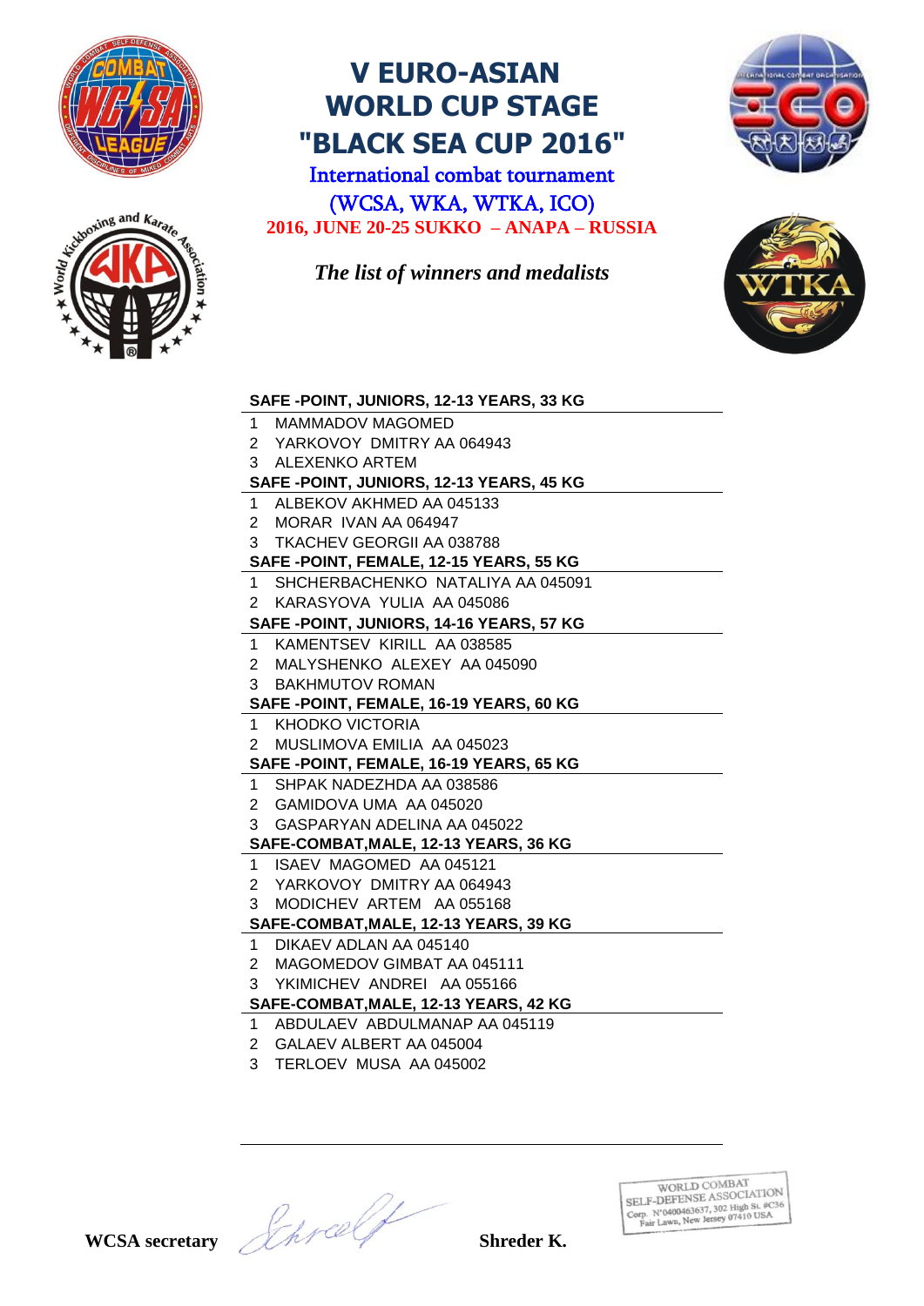# V EURO-ASIAN WORLD CUP STAGE "BLACK SEA CUP 2016"

## International combat tournament (WCSA, WKA, WTKA, ICO)

**2016, JUNE 20-25 SUKKO – ANAPA – RUSSIA**

*The list of winners and medalists*

**SAFE -POINT, JUNIORS, 12-13 YEARS, 33 KG**

1 MAMMADOV MAGOMED
2 YARKOVOY DMITRY AA 064943
3 ALEXENKO ARTEM

**SAFE -POINT, JUNIORS, 12-13 YEARS, 45 KG**

1 ALBEKOV AKHMED AA 045133
2 MORAR IVAN AA 064947
3 TKACHEV GEORGII AA 038788

**SAFE -POINT, FEMALE, 12-15 YEARS, 55 KG**

1 SHCHERBACHENKO NATALIYA AA 045091
2 KARASYOVA YULIA AA 045086

**SAFE -POINT, JUNIORS, 14-16 YEARS, 57 KG**

1 KAMENTSEV KIRILL AA 038585
2 MALYSHENKO ALEXEY AA 045090
3 BAKHMUTOV ROMAN

**SAFE -POINT, FEMALE, 16-19 YEARS, 60 KG**

1 KHODKO VICTORIA
2 MUSLIMOVA EMILIA AA 045023

**SAFE -POINT, FEMALE, 16-19 YEARS, 65 KG**

1 SHPAK NADEZHDA AA 038586
2 GAMIDOVA UMA AA 045020
3 GASPARYAN ADELINA AA 045022

**SAFE-COMBAT,MALE, 12-13 YEARS, 36 KG**

1 ISAEV MAGOMED AA 045121
2 YARKOVOY DMITRY AA 064943
3 MODICHEV ARTEM AA 055168

**SAFE-COMBAT,MALE, 12-13 YEARS, 39 KG**

1 DIKAEV ADLAN AA 045140
2 MAGOMEDOV GIMBAT AA 045111
3 YKIMICHEV ANDREI AA 055166

**SAFE-COMBAT,MALE, 12-13 YEARS, 42 KG**

1 ABDULAEV ABDULMANAP AA 045119
2 GALAEV ALBERT AA 045004
3 TERLOEV MUSA AA 045002

**WCSA secretary** **Shreder K.**

WORLD COMBAT SELF-DEFENSE ASSOCIATION
Corp. N°0400463637, 302 High St. #C36
Fair Lawn, New Jersey 07410 USA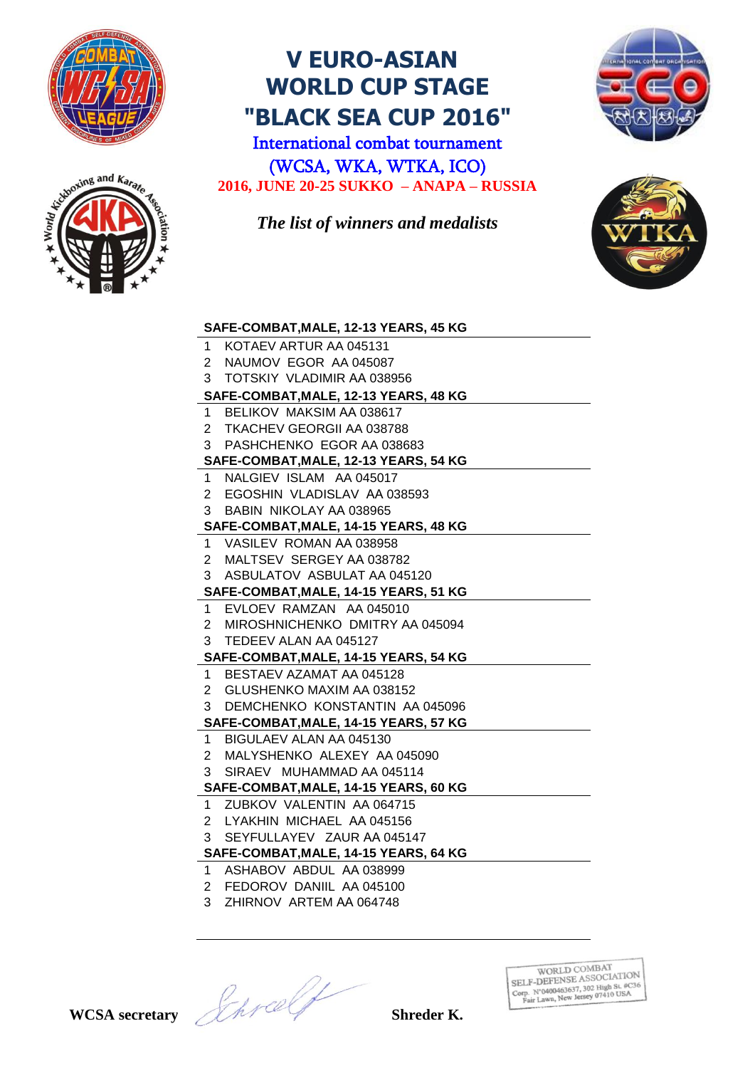# V EURO-ASIAN WORLD CUP STAGE "BLACK SEA CUP 2016"

## International combat tournament (WCSA, WKA, WTKA, ICO)

**2016, JUNE 20-25 SUKKO – ANAPA – RUSSIA**

*The list of winners and medalists*

**SAFE-COMBAT,MALE, 12-13 YEARS, 45 KG**

1 KOTAEV ARTUR AA 045131
2 NAUMOV EGOR AA 045087
3 TOTSKIY VLADIMIR AA 038956

**SAFE-COMBAT,MALE, 12-13 YEARS, 48 KG**

1 BELIKOV MAKSIM AA 038617
2 TKACHEV GEORGII AA 038788
3 PASHCHENKO EGOR AA 038683

**SAFE-COMBAT,MALE, 12-13 YEARS, 54 KG**

1 NALGIEV ISLAM AA 045017
2 EGOSHIN VLADISLAV AA 038593
3 BABIN NIKOLAY AA 038965

**SAFE-COMBAT,MALE, 14-15 YEARS, 48 KG**

1 VASILEV ROMAN AA 038958
2 MALTSEV SERGEY AA 038782
3 ASBULATOV ASBULAT AA 045120

**SAFE-COMBAT,MALE, 14-15 YEARS, 51 KG**

1 EVLOEV RAMZAN AA 045010
2 MIROSHNICHENKO DMITRY AA 045094
3 TEDEEV ALAN AA 045127

**SAFE-COMBAT,MALE, 14-15 YEARS, 54 KG**

1 BESTAEV AZAMAT AA 045128
2 GLUSHENKO MAXIM AA 038152
3 DEMCHENKO KONSTANTIN AA 045096

**SAFE-COMBAT,MALE, 14-15 YEARS, 57 KG**

1 BIGULAEV ALAN AA 045130
2 MALYSHENKO ALEXEY AA 045090
3 SIRAEV MUHAMMAD AA 045114

**SAFE-COMBAT,MALE, 14-15 YEARS, 60 KG**

1 ZUBKOV VALENTIN AA 064715
2 LYAKHIN MICHAEL AA 045156
3 SEYFULLAYEV ZAUR AA 045147

**SAFE-COMBAT,MALE, 14-15 YEARS, 64 KG**

1 ASHABOV ABDUL AA 038999
2 FEDOROV DANIIL AA 045100
3 ZHIRNOV ARTEM AA 064748

**WCSA secretary** **Shreder K.**

WORLD COMBAT SELF-DEFENSE ASSOCIATION
Corp. N°0400463637, 302 High St. #C36
Fair Lawn, New Jersey 07410 USA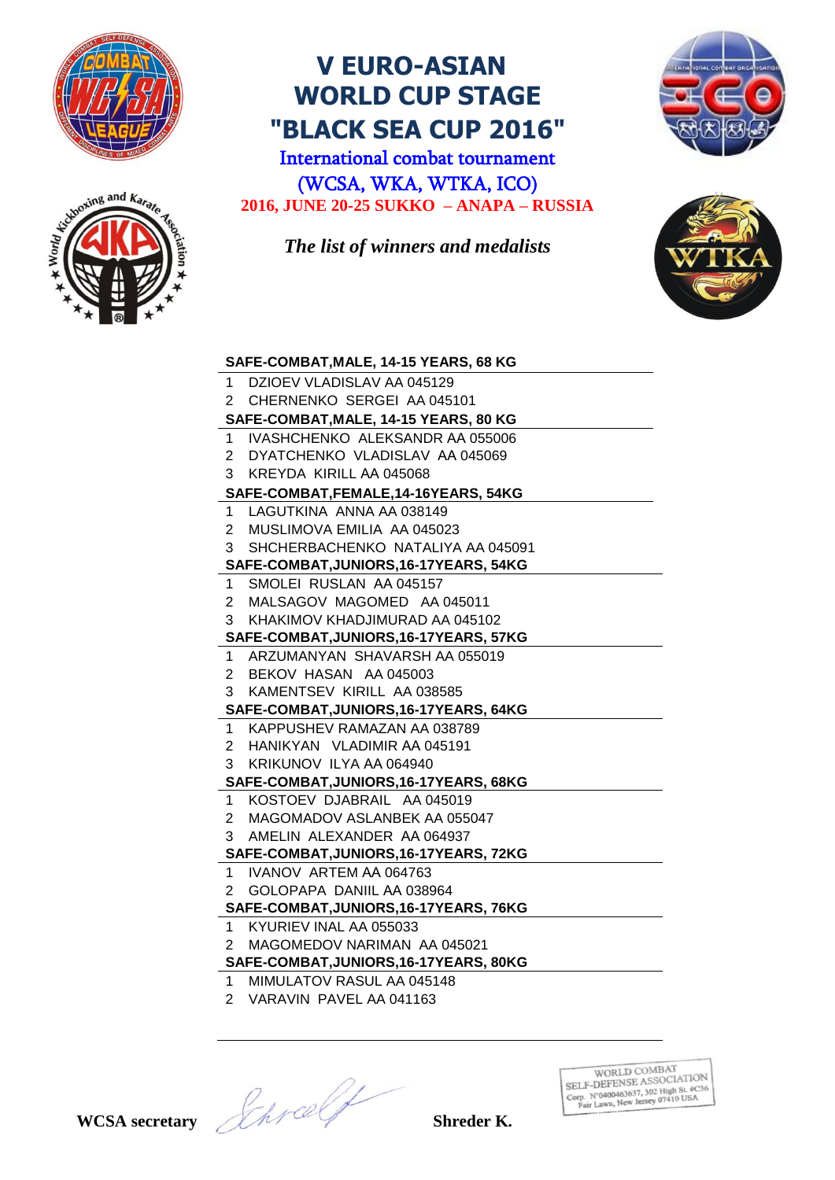# V EURO-ASIAN WORLD CUP STAGE "BLACK SEA CUP 2016"

## International combat tournament (WCSA, WKA, WTKA, ICO)

**2016, JUNE 20-25 SUKKO – ANAPA – RUSSIA**

*The list of winners and medalists*

**SAFE-COMBAT,MALE, 14-15 YEARS, 68 KG**

1 DZIOEV VLADISLAV AA 045129
2 CHERNENKO SERGEI AA 045101

**SAFE-COMBAT,MALE, 14-15 YEARS, 80 KG**

1 IVASHCHENKO ALEKSANDR AA 055006
2 DYATCHENKO VLADISLAV AA 045069
3 KREYDA KIRILL AA 045068

**SAFE-COMBAT,FEMALE,14-16YEARS, 54KG**

1 LAGUTKINA ANNA AA 038149
2 MUSLIMOVA EMILIA AA 045023
3 SHCHERBACHENKO NATALIYA AA 045091

**SAFE-COMBAT,JUNIORS,16-17YEARS, 54KG**

1 SMOLEI RUSLAN AA 045157
2 MALSAGOV MAGOMED AA 045011
3 KHAKIMOV KHADJIMURAD AA 045102

**SAFE-COMBAT,JUNIORS,16-17YEARS, 57KG**

1 ARZUMANYAN SHAVARSH AA 055019
2 BEKOV HASAN AA 045003
3 KAMENTSEV KIRILL AA 038585

**SAFE-COMBAT,JUNIORS,16-17YEARS, 64KG**

1 KAPPUSHEV RAMAZAN AA 038789
2 HANIKYAN VLADIMIR AA 045191
3 KRIKUNOV ILYA AA 064940

**SAFE-COMBAT,JUNIORS,16-17YEARS, 68KG**

1 KOSTOEV DJABRAIL AA 045019
2 MAGOMADOV ASLANBEK AA 055047
3 AMELIN ALEXANDER AA 064937

**SAFE-COMBAT,JUNIORS,16-17YEARS, 72KG**

1 IVANOV ARTEM AA 064763
2 GOLOPAPA DANIIL AA 038964

**SAFE-COMBAT,JUNIORS,16-17YEARS, 76KG**

1 KYURIEV INAL AA 055033
2 MAGOMEDOV NARIMAN AA 045021

**SAFE-COMBAT,JUNIORS,16-17YEARS, 80KG**

1 MIMULATOV RASUL AA 045148
2 VARAVIN PAVEL AA 041163

**WCSA secretary** **Shreder K.**

WORLD COMBAT SELF-DEFENSE ASSOCIATION
Corp. N°0400463637, 302 High St. #C36
Fair Lawn, New Jersey 07410 USA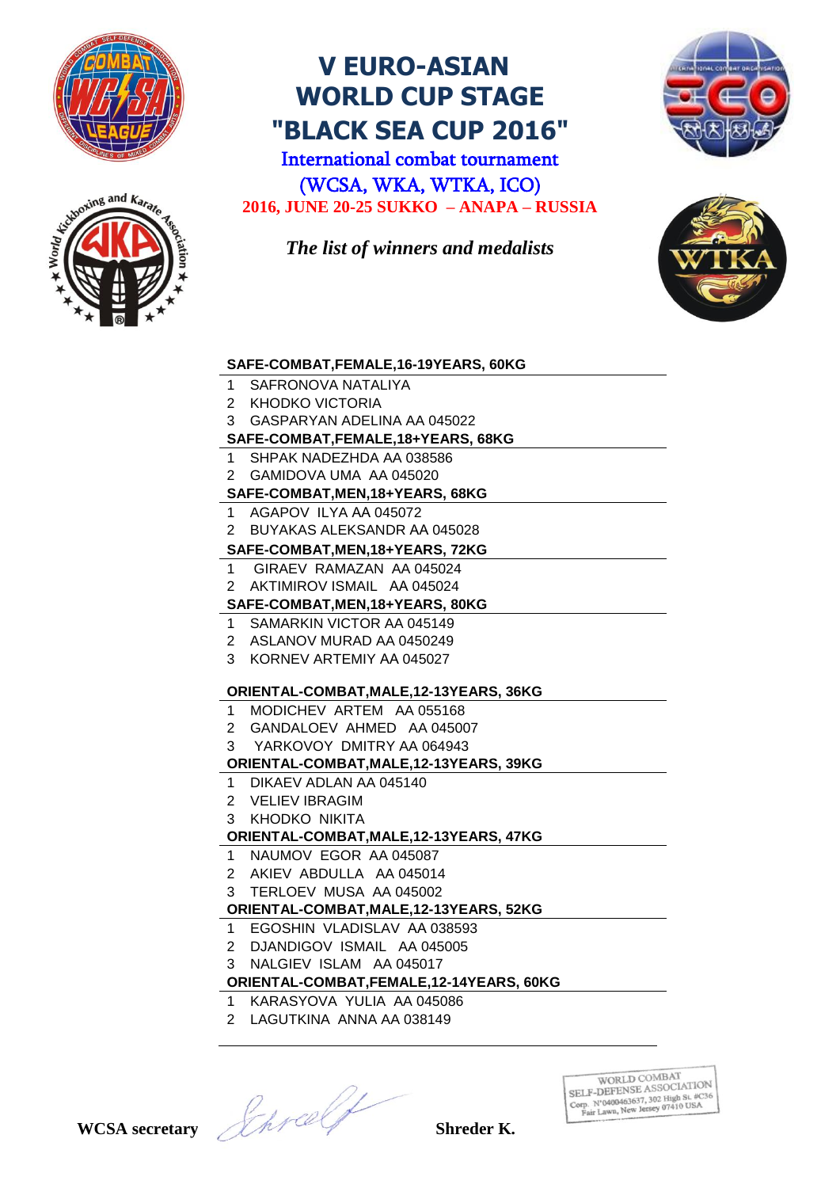# V EURO-ASIAN WORLD CUP STAGE "BLACK SEA CUP 2016"

International combat tournament

(WCSA, WKA, WTKA, ICO)

2016, JUNE 20-25 SUKKO – ANAPA – RUSSIA

*The list of winners and medalists*

**SAFE-COMBAT,FEMALE,16-19YEARS, 60KG**

1 SAFRONOVA NATALIYA
2 KHODKO VICTORIA
3 GASPARYAN ADELINA AA 045022

**SAFE-COMBAT,FEMALE,18+YEARS, 68KG**

1 SHPAK NADEZHDA AA 038586
2 GAMIDOVA UMA AA 045020

**SAFE-COMBAT,MEN,18+YEARS, 68KG**

1 AGAPOV ILYA AA 045072
2 BUYAKAS ALEKSANDR AA 045028

**SAFE-COMBAT,MEN,18+YEARS, 72KG**

1 GIRAEV RAMAZAN AA 045024
2 AKTIMIROV ISMAIL AA 045024

**SAFE-COMBAT,MEN,18+YEARS, 80KG**

1 SAMARKIN VICTOR AA 045149
2 ASLANOV MURAD AA 0450249
3 KORNEV ARTEMIY AA 045027

**ORIENTAL-COMBAT,MALE,12-13YEARS, 36KG**

1 MODICHEV ARTEM AA 055168
2 GANDALOEV AHMED AA 045007
3 YARKOVOY DMITRY AA 064943

**ORIENTAL-COMBAT,MALE,12-13YEARS, 39KG**

1 DIKAEV ADLAN AA 045140
2 VELIEV IBRAGIM
3 KHODKO NIKITA

**ORIENTAL-COMBAT,MALE,12-13YEARS, 47KG**

1 NAUMOV EGOR AA 045087
2 AKIEV ABDULLA AA 045014
3 TERLOEV MUSA AA 045002

**ORIENTAL-COMBAT,MALE,12-13YEARS, 52KG**

1 EGOSHIN VLADISLAV AA 038593
2 DJANDIGOV ISMAIL AA 045005
3 NALGIEV ISLAM AA 045017

**ORIENTAL-COMBAT,FEMALE,12-14YEARS, 60KG**

1 KARASYOVA YULIA AA 045086
2 LAGUTKINA ANNA AA 038149

**WCSA secretary** **Shreder K.**

WORLD COMBAT SELF-DEFENSE ASSOCIATION
Corp. N°0400463637, 302 High St. #C36
Fair Lawn, New Jersey 07410 USA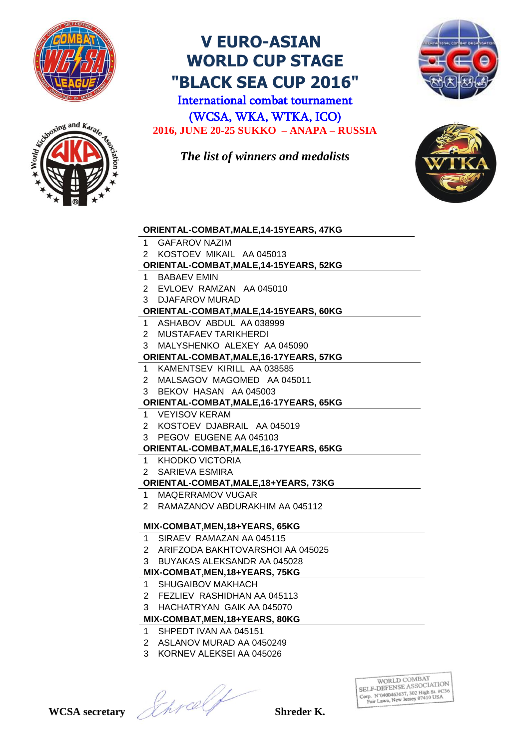# V EURO-ASIAN WORLD CUP STAGE "BLACK SEA CUP 2016"

## International combat tournament (WCSA, WKA, WTKA, ICO)

**2016, JUNE 20-25 SUKKO – ANAPA – RUSSIA**

*The list of winners and medalists*

**ORIENTAL-COMBAT,MALE,14-15YEARS, 47KG**

1 GAFAROV NAZIM
2 KOSTOEV MIKAIL AA 045013

**ORIENTAL-COMBAT,MALE,14-15YEARS, 52KG**

1 BABAEV EMIN
2 EVLOEV RAMZAN AA 045010
3 DJAFAROV MURAD

**ORIENTAL-COMBAT,MALE,14-15YEARS, 60KG**

1 ASHABOV ABDUL AA 038999
2 MUSTAFAEV TARIKHERDI
3 MALYSHENKO ALEXEY AA 045090

**ORIENTAL-COMBAT,MALE,16-17YEARS, 57KG**

1 KAMENTSEV KIRILL AA 038585
2 MALSAGOV MAGOMED AA 045011
3 BEKOV HASAN AA 045003

**ORIENTAL-COMBAT,MALE,16-17YEARS, 65KG**

1 VEYISOV KERAM
2 KOSTOEV DJABRAIL AA 045019
3 PEGOV EUGENE AA 045103

**ORIENTAL-COMBAT,MALE,16-17YEARS, 65KG**

1 KHODKO VICTORIA
2 SARIEVA ESMIRA

**ORIENTAL-COMBAT,MALE,18+YEARS, 73KG**

1 MAQERRAMOV VUGAR
2 RAMAZANOV ABDURAKHIM AA 045112

**MIX-COMBAT,MEN,18+YEARS, 65KG**

1 SIRAEV RAMAZAN AA 045115
2 ARIFZODA BAKHTOVARSHOI AA 045025
3 BUYAKAS ALEKSANDR AA 045028

**MIX-COMBAT,MEN,18+YEARS, 75KG**

1 SHUGAIBOV MAKHACH
2 FEZLIEV RASHIDHAN AA 045113
3 HACHATRYAN GAIK AA 045070

**MIX-COMBAT,MEN,18+YEARS, 80KG**

1 SHPEDT IVAN AA 045151
2 ASLANOV MURAD AA 0450249
3 KORNEV ALEKSEI AA 045026

WORLD COMBAT SELF-DEFENSE ASSOCIATION
Corp. N°0400463637, 302 High St. #C36
Fair Lawn, New Jersey 07410 USA

**WCSA secretary** **Shreder K.**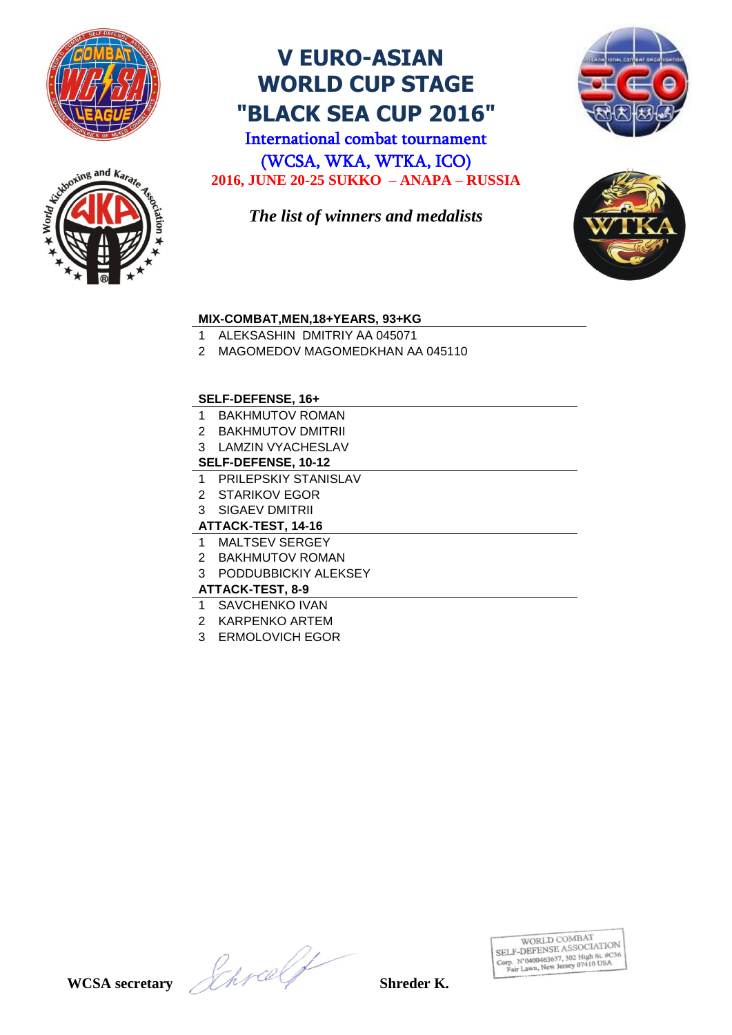# V EURO-ASIAN WORLD CUP STAGE "BLACK SEA CUP 2016"

International combat tournament

(WCSA, WKA, WTKA, ICO)

**2016, JUNE 20-25 SUKKO – ANAPA – RUSSIA**

*The list of winners and medalists*

**MIX-COMBAT,MEN,18+YEARS, 93+KG**

1 ALEKSASHIN DMITRIY AA 045071
2 MAGOMEDOV MAGOMEDKHAN AA 045110

**SELF-DEFENSE, 16+**

1 BAKHMUTOV ROMAN
2 BAKHMUTOV DMITRII
3 LAMZIN VYACHESLAV

**SELF-DEFENSE, 10-12**

1 PRILEPSKIY STANISLAV
2 STARIKOV EGOR
3 SIGAEV DMITRII

**ATTACK-TEST, 14-16**

1 MALTSEV SERGEY
2 BAKHMUTOV ROMAN
3 PODDUBBICKIY ALEKSEY

**ATTACK-TEST, 8-9**

1 SAVCHENKO IVAN
2 KARPENKO ARTEM
3 ERMOLOVICH EGOR

**WCSA secretary** **Shreder K.**

WORLD COMBAT SELF-DEFENSE ASSOCIATION
Corp. N°0400463637, 302 High St. #C36
Fair Lawn, New Jersey 07410 USA